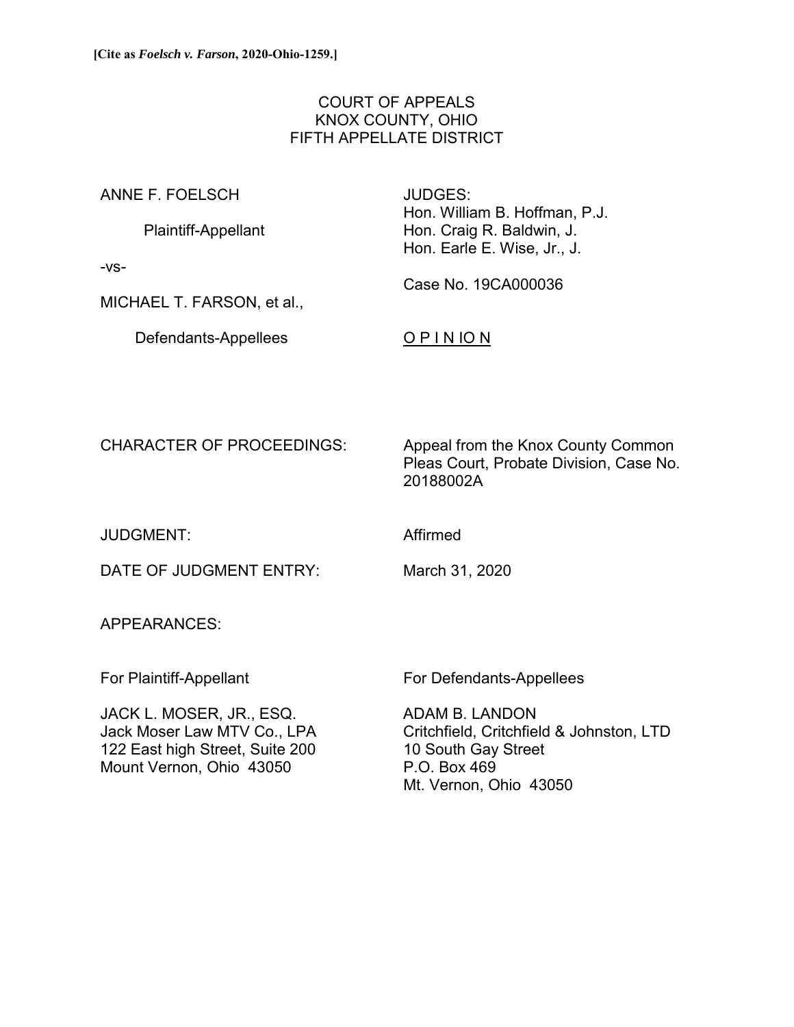**[Cite as *Foelsch v. Farson*, 2020-Ohio-1259.]**

COURT OF APPEALS
KNOX COUNTY, OHIO
FIFTH APPELLATE DISTRICT

ANNE F. FOELSCH

Plaintiff-Appellant

-vs-

MICHAEL T. FARSON, et al.,

Defendants-Appellees

JUDGES:
Hon. William B. Hoffman, P.J.
Hon. Craig R. Baldwin, J.
Hon. Earle E. Wise, Jr., J.

Case No. 19CA000036

O P I N IO N

CHARACTER OF PROCEEDINGS: Appeal from the Knox County Common Pleas Court, Probate Division, Case No. 20188002A

JUDGMENT: Affirmed

DATE OF JUDGMENT ENTRY: March 31, 2020

APPEARANCES:

For Plaintiff-Appellant

JACK L. MOSER, JR., ESQ.
Jack Moser Law MTV Co., LPA
122 East high Street, Suite 200
Mount Vernon, Ohio 43050

For Defendants-Appellees

ADAM B. LANDON
Critchfield, Critchfield & Johnston, LTD
10 South Gay Street
P.O. Box 469
Mt. Vernon, Ohio 43050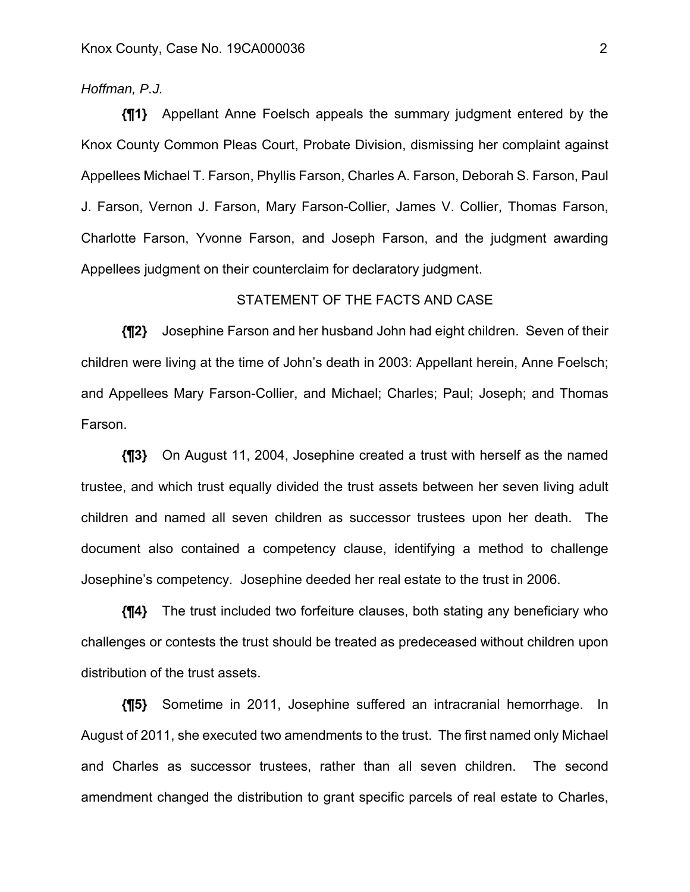*Hoffman, P.J.*

**{¶1}** Appellant Anne Foelsch appeals the summary judgment entered by the Knox County Common Pleas Court, Probate Division, dismissing her complaint against Appellees Michael T. Farson, Phyllis Farson, Charles A. Farson, Deborah S. Farson, Paul J. Farson, Vernon J. Farson, Mary Farson-Collier, James V. Collier, Thomas Farson, Charlotte Farson, Yvonne Farson, and Joseph Farson, and the judgment awarding Appellees judgment on their counterclaim for declaratory judgment.

STATEMENT OF THE FACTS AND CASE

**{¶2}** Josephine Farson and her husband John had eight children. Seven of their children were living at the time of John's death in 2003: Appellant herein, Anne Foelsch; and Appellees Mary Farson-Collier, and Michael; Charles; Paul; Joseph; and Thomas Farson.

**{¶3}** On August 11, 2004, Josephine created a trust with herself as the named trustee, and which trust equally divided the trust assets between her seven living adult children and named all seven children as successor trustees upon her death. The document also contained a competency clause, identifying a method to challenge Josephine's competency. Josephine deeded her real estate to the trust in 2006.

**{¶4}** The trust included two forfeiture clauses, both stating any beneficiary who challenges or contests the trust should be treated as predeceased without children upon distribution of the trust assets.

**{¶5}** Sometime in 2011, Josephine suffered an intracranial hemorrhage. In August of 2011, she executed two amendments to the trust. The first named only Michael and Charles as successor trustees, rather than all seven children. The second amendment changed the distribution to grant specific parcels of real estate to Charles,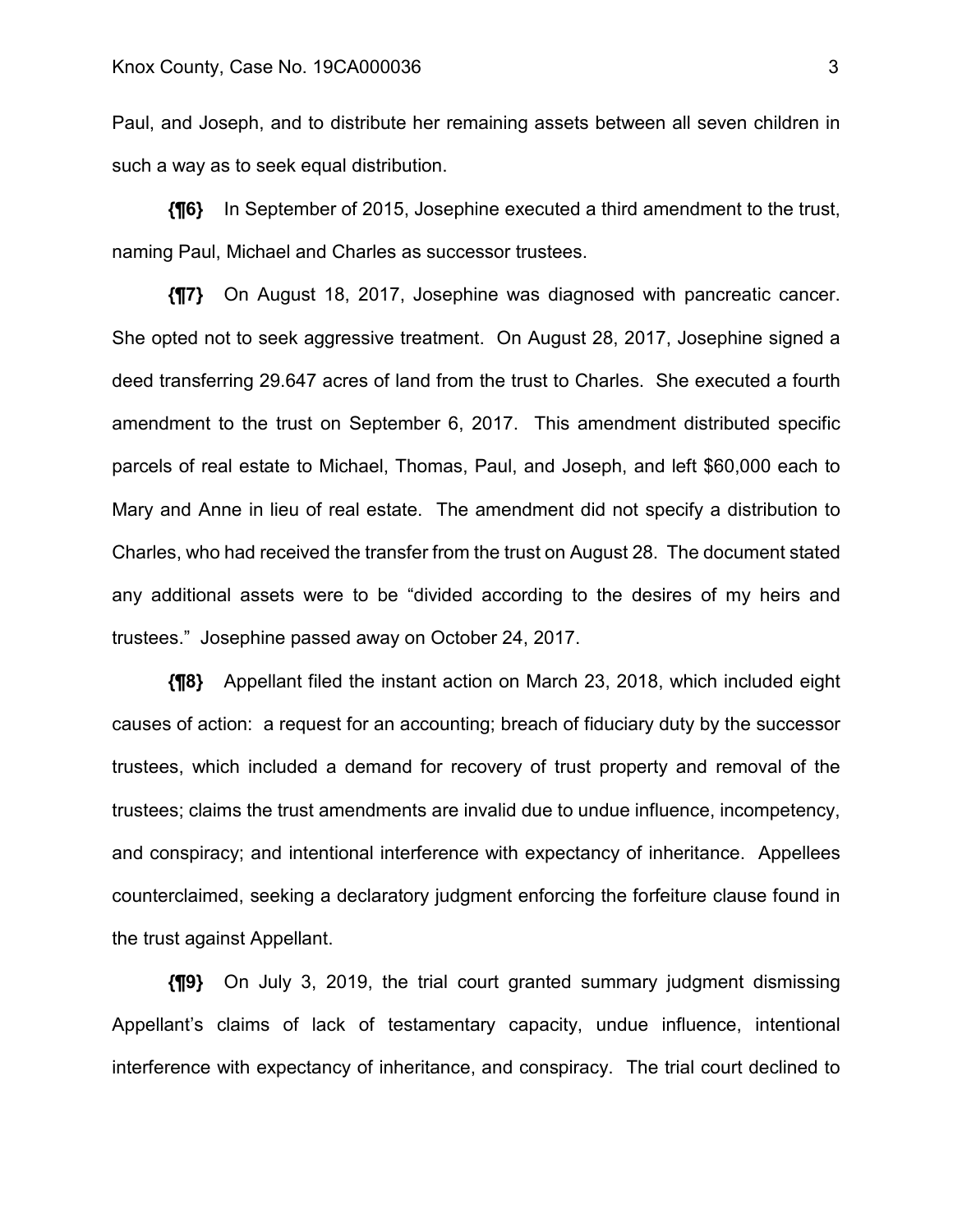Paul, and Joseph, and to distribute her remaining assets between all seven children in such a way as to seek equal distribution.

**{¶6}** In September of 2015, Josephine executed a third amendment to the trust, naming Paul, Michael and Charles as successor trustees.

**{¶7}** On August 18, 2017, Josephine was diagnosed with pancreatic cancer. She opted not to seek aggressive treatment. On August 28, 2017, Josephine signed a deed transferring 29.647 acres of land from the trust to Charles. She executed a fourth amendment to the trust on September 6, 2017. This amendment distributed specific parcels of real estate to Michael, Thomas, Paul, and Joseph, and left $60,000 each to Mary and Anne in lieu of real estate. The amendment did not specify a distribution to Charles, who had received the transfer from the trust on August 28. The document stated any additional assets were to be "divided according to the desires of my heirs and trustees." Josephine passed away on October 24, 2017.

**{¶8}** Appellant filed the instant action on March 23, 2018, which included eight causes of action: a request for an accounting; breach of fiduciary duty by the successor trustees, which included a demand for recovery of trust property and removal of the trustees; claims the trust amendments are invalid due to undue influence, incompetency, and conspiracy; and intentional interference with expectancy of inheritance. Appellees counterclaimed, seeking a declaratory judgment enforcing the forfeiture clause found in the trust against Appellant.

**{¶9}** On July 3, 2019, the trial court granted summary judgment dismissing Appellant's claims of lack of testamentary capacity, undue influence, intentional interference with expectancy of inheritance, and conspiracy. The trial court declined to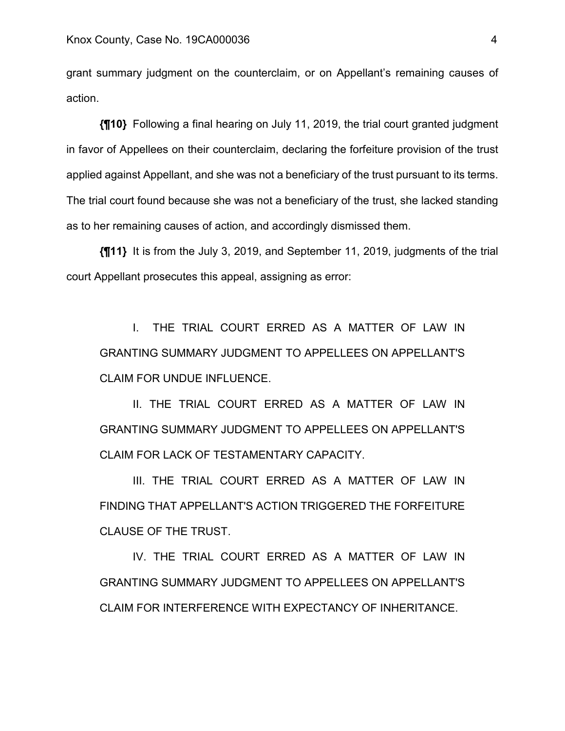grant summary judgment on the counterclaim, or on Appellant's remaining causes of action.

**{¶10}** Following a final hearing on July 11, 2019, the trial court granted judgment in favor of Appellees on their counterclaim, declaring the forfeiture provision of the trust applied against Appellant, and she was not a beneficiary of the trust pursuant to its terms. The trial court found because she was not a beneficiary of the trust, she lacked standing as to her remaining causes of action, and accordingly dismissed them.

**{¶11}** It is from the July 3, 2019, and September 11, 2019, judgments of the trial court Appellant prosecutes this appeal, assigning as error:

> I. THE TRIAL COURT ERRED AS A MATTER OF LAW IN GRANTING SUMMARY JUDGMENT TO APPELLEES ON APPELLANT'S CLAIM FOR UNDUE INFLUENCE.
>
> II. THE TRIAL COURT ERRED AS A MATTER OF LAW IN GRANTING SUMMARY JUDGMENT TO APPELLEES ON APPELLANT'S CLAIM FOR LACK OF TESTAMENTARY CAPACITY.
>
> III. THE TRIAL COURT ERRED AS A MATTER OF LAW IN FINDING THAT APPELLANT'S ACTION TRIGGERED THE FORFEITURE CLAUSE OF THE TRUST.
>
> IV. THE TRIAL COURT ERRED AS A MATTER OF LAW IN GRANTING SUMMARY JUDGMENT TO APPELLEES ON APPELLANT'S CLAIM FOR INTERFERENCE WITH EXPECTANCY OF INHERITANCE.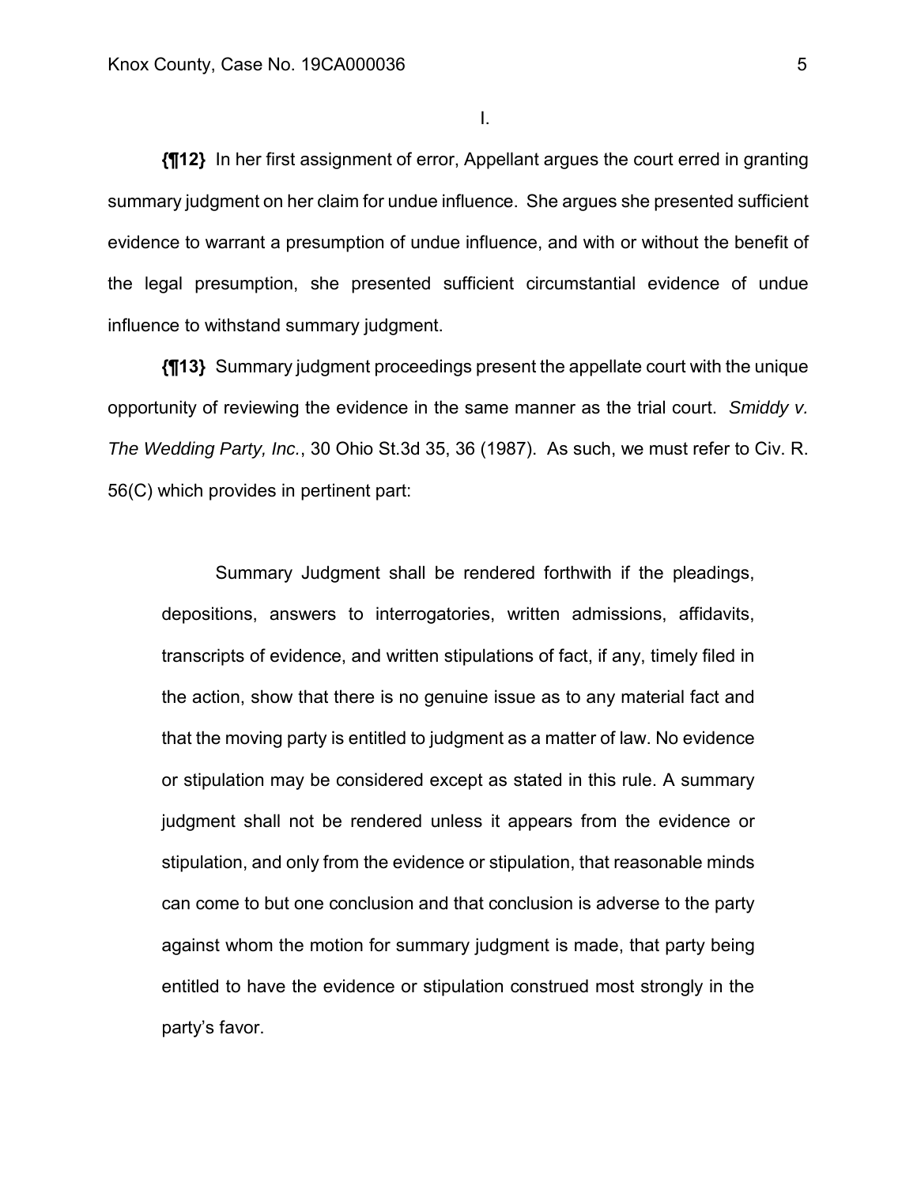I.

**{¶12}** In her first assignment of error, Appellant argues the court erred in granting summary judgment on her claim for undue influence. She argues she presented sufficient evidence to warrant a presumption of undue influence, and with or without the benefit of the legal presumption, she presented sufficient circumstantial evidence of undue influence to withstand summary judgment.

**{¶13}** Summary judgment proceedings present the appellate court with the unique opportunity of reviewing the evidence in the same manner as the trial court. *Smiddy v. The Wedding Party, Inc.*, 30 Ohio St.3d 35, 36 (1987). As such, we must refer to Civ. R. 56(C) which provides in pertinent part:

> Summary Judgment shall be rendered forthwith if the pleadings, depositions, answers to interrogatories, written admissions, affidavits, transcripts of evidence, and written stipulations of fact, if any, timely filed in the action, show that there is no genuine issue as to any material fact and that the moving party is entitled to judgment as a matter of law. No evidence or stipulation may be considered except as stated in this rule. A summary judgment shall not be rendered unless it appears from the evidence or stipulation, and only from the evidence or stipulation, that reasonable minds can come to but one conclusion and that conclusion is adverse to the party against whom the motion for summary judgment is made, that party being entitled to have the evidence or stipulation construed most strongly in the party's favor.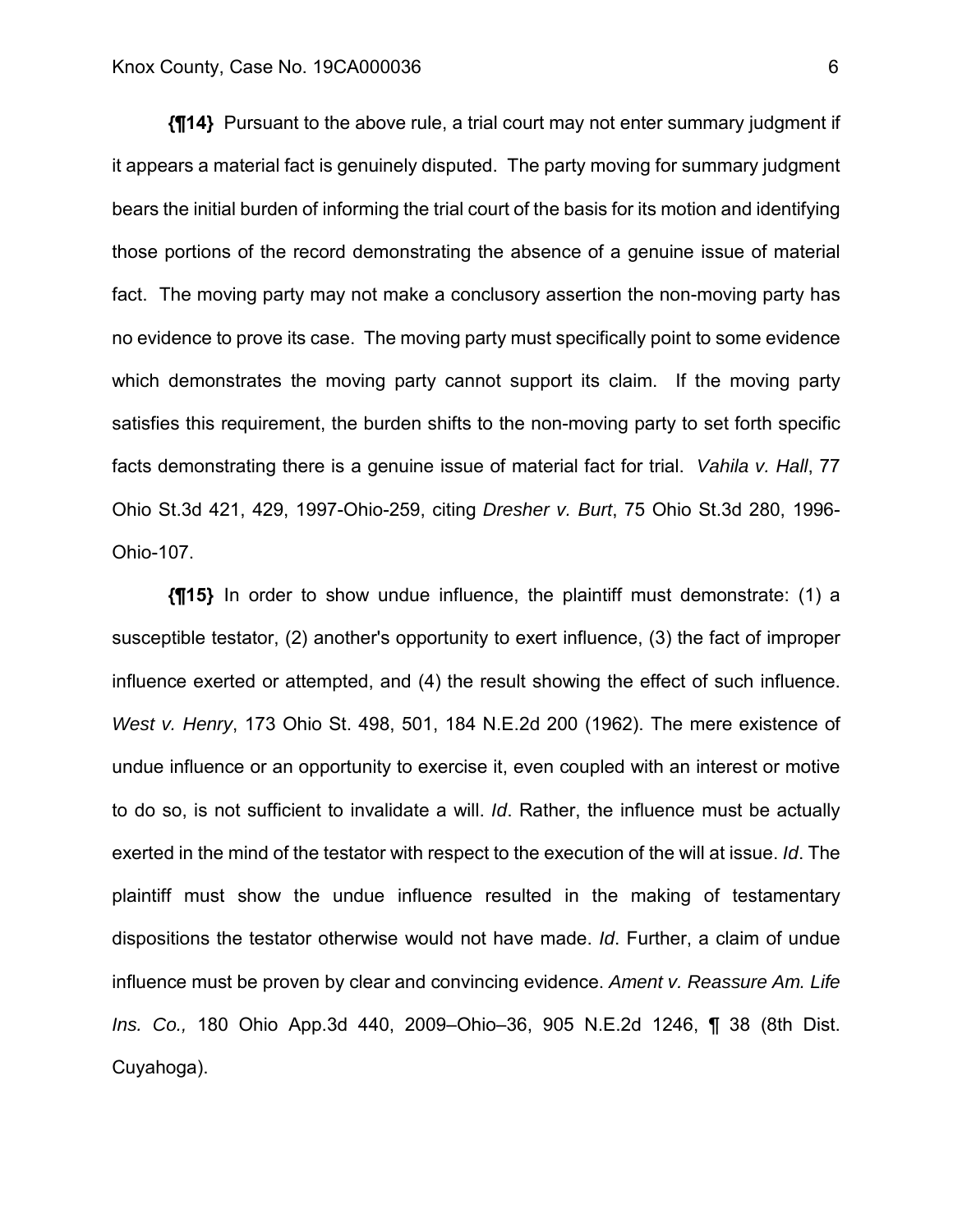**{¶14}** Pursuant to the above rule, a trial court may not enter summary judgment if it appears a material fact is genuinely disputed. The party moving for summary judgment bears the initial burden of informing the trial court of the basis for its motion and identifying those portions of the record demonstrating the absence of a genuine issue of material fact. The moving party may not make a conclusory assertion the non-moving party has no evidence to prove its case. The moving party must specifically point to some evidence which demonstrates the moving party cannot support its claim. If the moving party satisfies this requirement, the burden shifts to the non-moving party to set forth specific facts demonstrating there is a genuine issue of material fact for trial. *Vahila v. Hall*, 77 Ohio St.3d 421, 429, 1997-Ohio-259, citing *Dresher v. Burt*, 75 Ohio St.3d 280, 1996-Ohio-107.

**{¶15}** In order to show undue influence, the plaintiff must demonstrate: (1) a susceptible testator, (2) another's opportunity to exert influence, (3) the fact of improper influence exerted or attempted, and (4) the result showing the effect of such influence. *West v. Henry*, 173 Ohio St. 498, 501, 184 N.E.2d 200 (1962). The mere existence of undue influence or an opportunity to exercise it, even coupled with an interest or motive to do so, is not sufficient to invalidate a will. *Id*. Rather, the influence must be actually exerted in the mind of the testator with respect to the execution of the will at issue. *Id*. The plaintiff must show the undue influence resulted in the making of testamentary dispositions the testator otherwise would not have made. *Id*. Further, a claim of undue influence must be proven by clear and convincing evidence. *Ament v. Reassure Am. Life Ins. Co.,* 180 Ohio App.3d 440, 2009–Ohio–36, 905 N.E.2d 1246, ¶ 38 (8th Dist. Cuyahoga).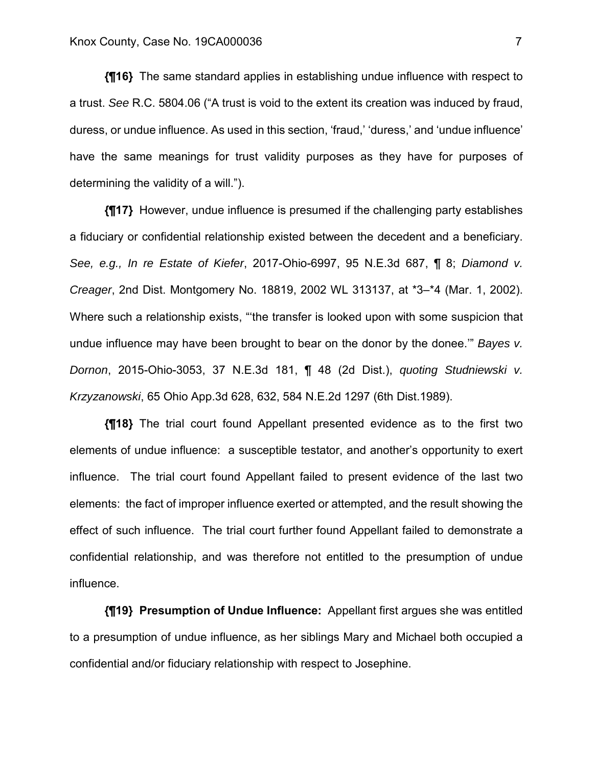**{¶16}** The same standard applies in establishing undue influence with respect to a trust. *See* R.C. 5804.06 ("A trust is void to the extent its creation was induced by fraud, duress, or undue influence. As used in this section, 'fraud,' 'duress,' and 'undue influence' have the same meanings for trust validity purposes as they have for purposes of determining the validity of a will.").

**{¶17}** However, undue influence is presumed if the challenging party establishes a fiduciary or confidential relationship existed between the decedent and a beneficiary. *See, e.g., In re Estate of Kiefer*, 2017-Ohio-6997, 95 N.E.3d 687, ¶ 8; *Diamond v. Creager*, 2nd Dist. Montgomery No. 18819, 2002 WL 313137, at *3–*4 (Mar. 1, 2002). Where such a relationship exists, "'the transfer is looked upon with some suspicion that undue influence may have been brought to bear on the donor by the donee.'" *Bayes v. Dornon*, 2015-Ohio-3053, 37 N.E.3d 181, ¶ 48 (2d Dist.), *quoting Studniewski v. Krzyzanowski*, 65 Ohio App.3d 628, 632, 584 N.E.2d 1297 (6th Dist.1989).

**{¶18}** The trial court found Appellant presented evidence as to the first two elements of undue influence: a susceptible testator, and another's opportunity to exert influence. The trial court found Appellant failed to present evidence of the last two elements: the fact of improper influence exerted or attempted, and the result showing the effect of such influence. The trial court further found Appellant failed to demonstrate a confidential relationship, and was therefore not entitled to the presumption of undue influence.

**{¶19} Presumption of Undue Influence:** Appellant first argues she was entitled to a presumption of undue influence, as her siblings Mary and Michael both occupied a confidential and/or fiduciary relationship with respect to Josephine.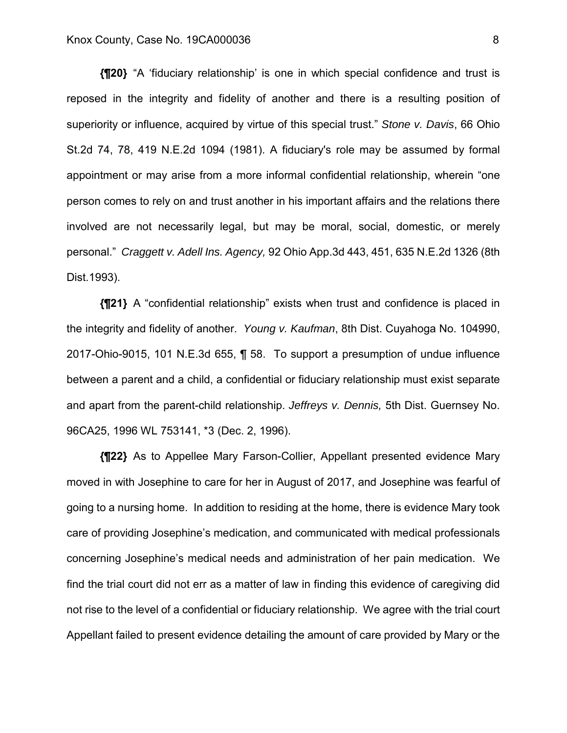**{¶20}** "A 'fiduciary relationship' is one in which special confidence and trust is reposed in the integrity and fidelity of another and there is a resulting position of superiority or influence, acquired by virtue of this special trust." *Stone v. Davis*, 66 Ohio St.2d 74, 78, 419 N.E.2d 1094 (1981). A fiduciary's role may be assumed by formal appointment or may arise from a more informal confidential relationship, wherein "one person comes to rely on and trust another in his important affairs and the relations there involved are not necessarily legal, but may be moral, social, domestic, or merely personal." *Craggett v. Adell Ins. Agency,* 92 Ohio App.3d 443, 451, 635 N.E.2d 1326 (8th Dist.1993).

**{¶21}** A "confidential relationship" exists when trust and confidence is placed in the integrity and fidelity of another. *Young v. Kaufman*, 8th Dist. Cuyahoga No. 104990, 2017-Ohio-9015, 101 N.E.3d 655, ¶ 58. To support a presumption of undue influence between a parent and a child, a confidential or fiduciary relationship must exist separate and apart from the parent-child relationship. *Jeffreys v. Dennis,* 5th Dist. Guernsey No. 96CA25, 1996 WL 753141, *3 (Dec. 2, 1996).

**{¶22}** As to Appellee Mary Farson-Collier, Appellant presented evidence Mary moved in with Josephine to care for her in August of 2017, and Josephine was fearful of going to a nursing home. In addition to residing at the home, there is evidence Mary took care of providing Josephine's medication, and communicated with medical professionals concerning Josephine's medical needs and administration of her pain medication. We find the trial court did not err as a matter of law in finding this evidence of caregiving did not rise to the level of a confidential or fiduciary relationship. We agree with the trial court Appellant failed to present evidence detailing the amount of care provided by Mary or the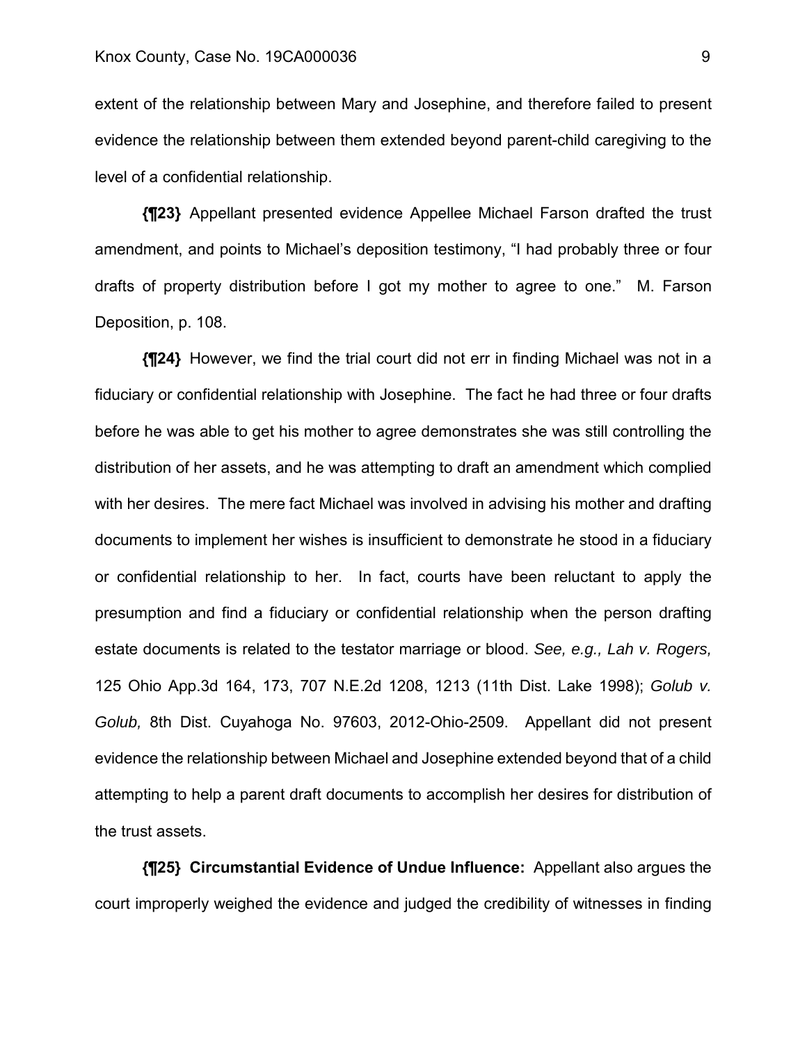extent of the relationship between Mary and Josephine, and therefore failed to present evidence the relationship between them extended beyond parent-child caregiving to the level of a confidential relationship.

**{¶23}** Appellant presented evidence Appellee Michael Farson drafted the trust amendment, and points to Michael's deposition testimony, "I had probably three or four drafts of property distribution before I got my mother to agree to one." M. Farson Deposition, p. 108.

**{¶24}** However, we find the trial court did not err in finding Michael was not in a fiduciary or confidential relationship with Josephine. The fact he had three or four drafts before he was able to get his mother to agree demonstrates she was still controlling the distribution of her assets, and he was attempting to draft an amendment which complied with her desires. The mere fact Michael was involved in advising his mother and drafting documents to implement her wishes is insufficient to demonstrate he stood in a fiduciary or confidential relationship to her. In fact, courts have been reluctant to apply the presumption and find a fiduciary or confidential relationship when the person drafting estate documents is related to the testator marriage or blood. *See, e.g., Lah v. Rogers,* 125 Ohio App.3d 164, 173, 707 N.E.2d 1208, 1213 (11th Dist. Lake 1998); *Golub v. Golub,* 8th Dist. Cuyahoga No. 97603, 2012-Ohio-2509. Appellant did not present evidence the relationship between Michael and Josephine extended beyond that of a child attempting to help a parent draft documents to accomplish her desires for distribution of the trust assets.

**{¶25} Circumstantial Evidence of Undue Influence:** Appellant also argues the court improperly weighed the evidence and judged the credibility of witnesses in finding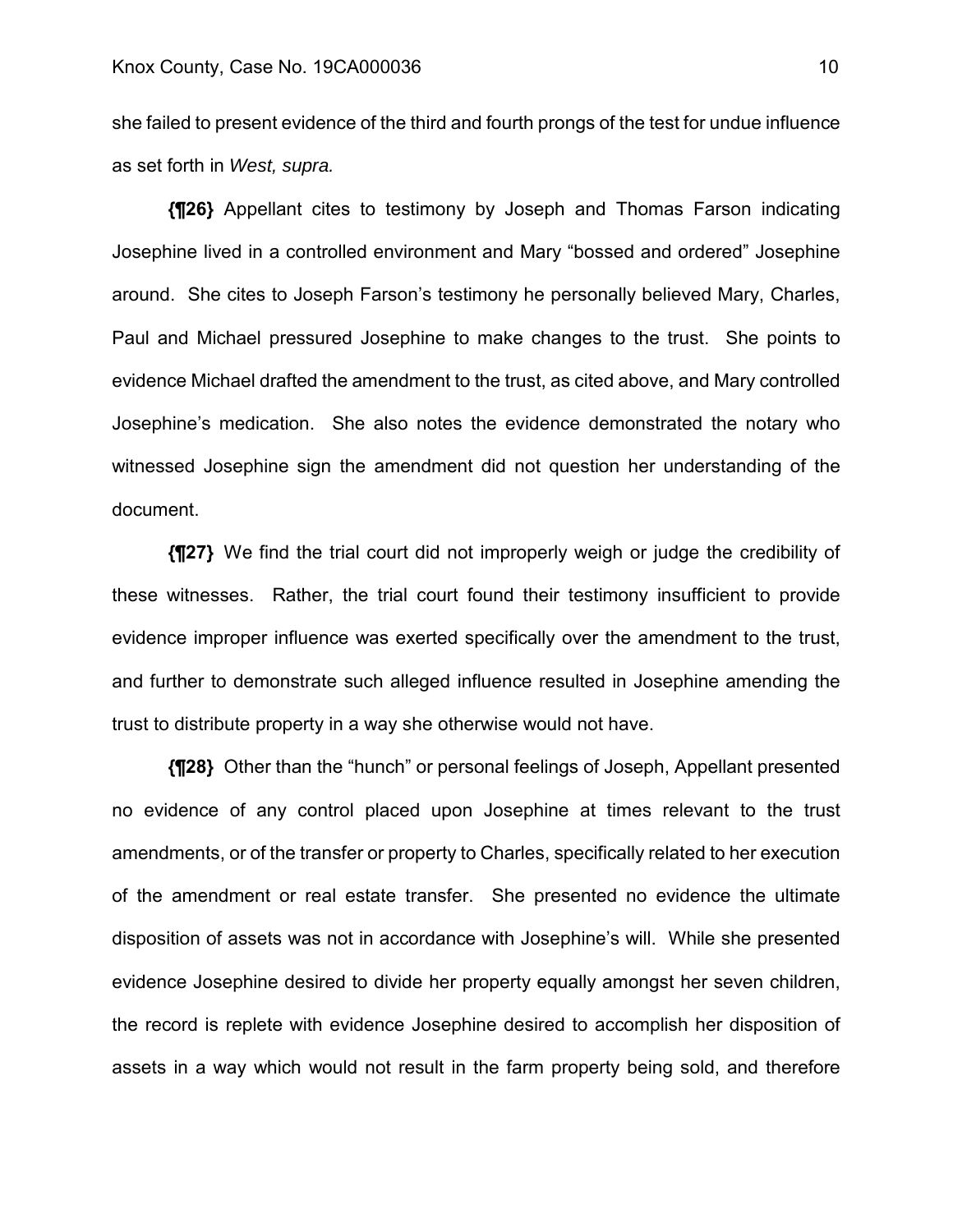she failed to present evidence of the third and fourth prongs of the test for undue influence as set forth in *West, supra.*

**{¶26}** Appellant cites to testimony by Joseph and Thomas Farson indicating Josephine lived in a controlled environment and Mary "bossed and ordered" Josephine around. She cites to Joseph Farson's testimony he personally believed Mary, Charles, Paul and Michael pressured Josephine to make changes to the trust. She points to evidence Michael drafted the amendment to the trust, as cited above, and Mary controlled Josephine's medication. She also notes the evidence demonstrated the notary who witnessed Josephine sign the amendment did not question her understanding of the document.

**{¶27}** We find the trial court did not improperly weigh or judge the credibility of these witnesses. Rather, the trial court found their testimony insufficient to provide evidence improper influence was exerted specifically over the amendment to the trust, and further to demonstrate such alleged influence resulted in Josephine amending the trust to distribute property in a way she otherwise would not have.

**{¶28}** Other than the "hunch" or personal feelings of Joseph, Appellant presented no evidence of any control placed upon Josephine at times relevant to the trust amendments, or of the transfer or property to Charles, specifically related to her execution of the amendment or real estate transfer. She presented no evidence the ultimate disposition of assets was not in accordance with Josephine's will. While she presented evidence Josephine desired to divide her property equally amongst her seven children, the record is replete with evidence Josephine desired to accomplish her disposition of assets in a way which would not result in the farm property being sold, and therefore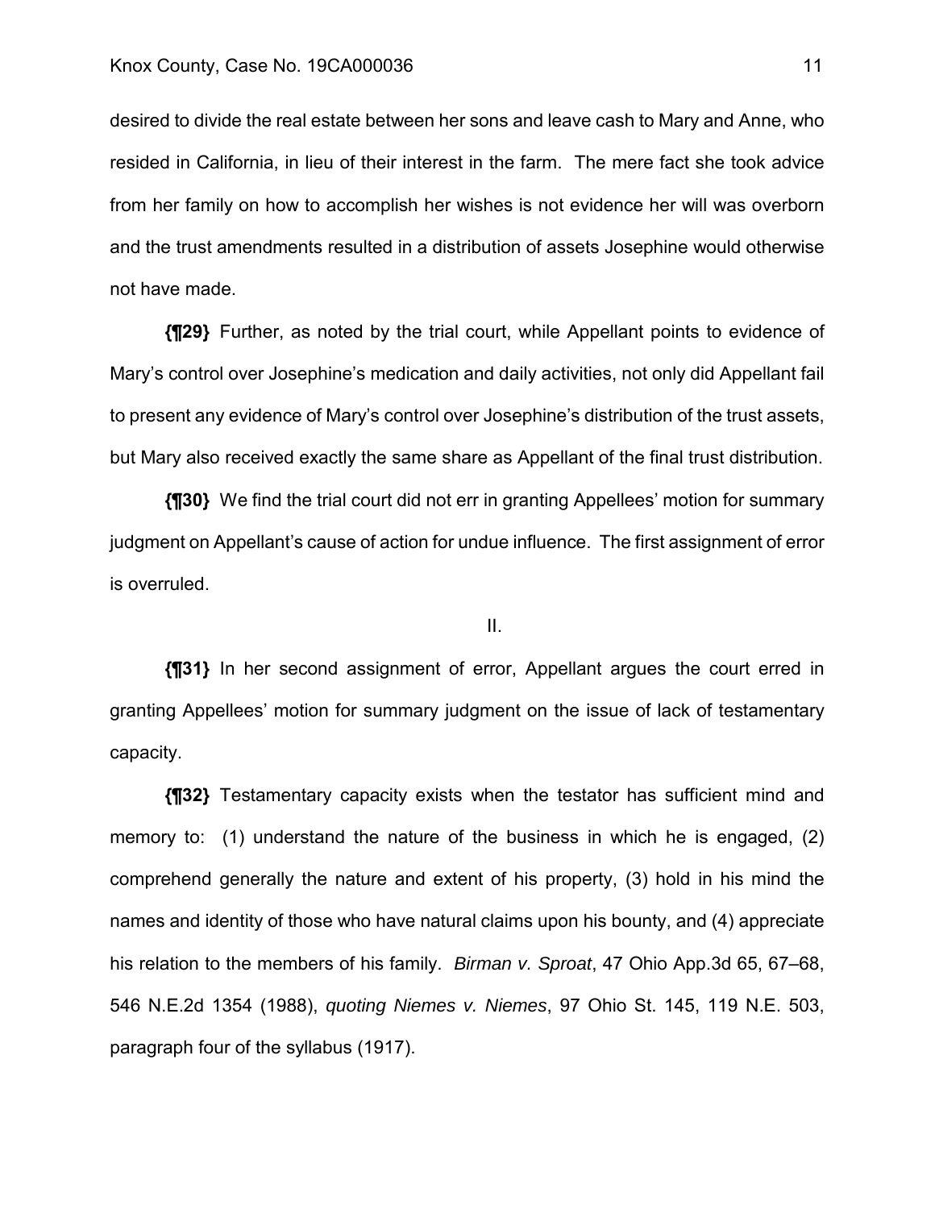desired to divide the real estate between her sons and leave cash to Mary and Anne, who resided in California, in lieu of their interest in the farm. The mere fact she took advice from her family on how to accomplish her wishes is not evidence her will was overborn and the trust amendments resulted in a distribution of assets Josephine would otherwise not have made.

**{¶29}** Further, as noted by the trial court, while Appellant points to evidence of Mary's control over Josephine's medication and daily activities, not only did Appellant fail to present any evidence of Mary's control over Josephine's distribution of the trust assets, but Mary also received exactly the same share as Appellant of the final trust distribution.

**{¶30}** We find the trial court did not err in granting Appellees' motion for summary judgment on Appellant's cause of action for undue influence. The first assignment of error is overruled.

II.

**{¶31}** In her second assignment of error, Appellant argues the court erred in granting Appellees' motion for summary judgment on the issue of lack of testamentary capacity.

**{¶32}** Testamentary capacity exists when the testator has sufficient mind and memory to: (1) understand the nature of the business in which he is engaged, (2) comprehend generally the nature and extent of his property, (3) hold in his mind the names and identity of those who have natural claims upon his bounty, and (4) appreciate his relation to the members of his family. *Birman v. Sproat*, 47 Ohio App.3d 65, 67–68, 546 N.E.2d 1354 (1988), *quoting Niemes v. Niemes*, 97 Ohio St. 145, 119 N.E. 503, paragraph four of the syllabus (1917).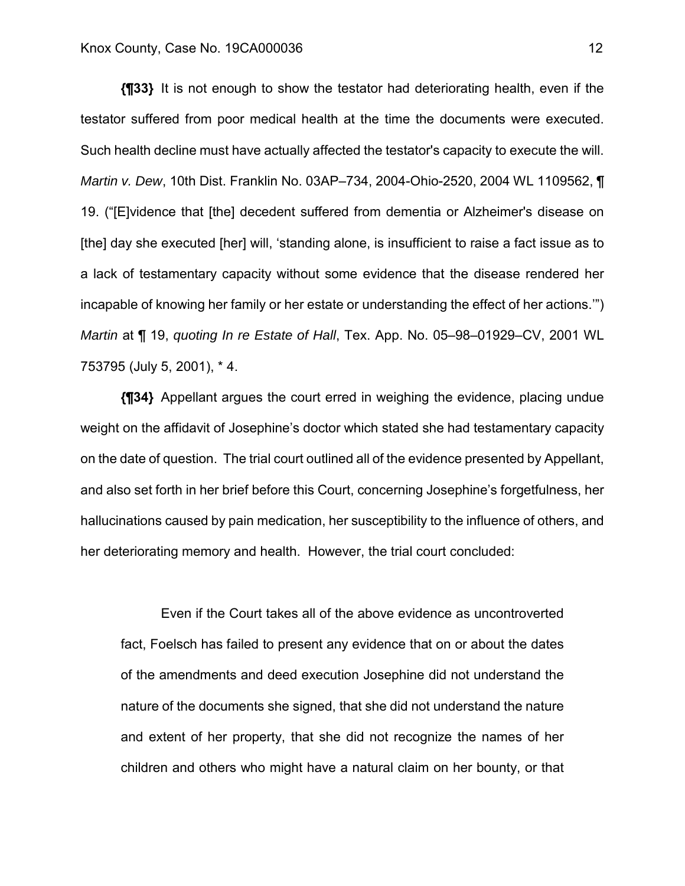**{¶33}** It is not enough to show the testator had deteriorating health, even if the testator suffered from poor medical health at the time the documents were executed. Such health decline must have actually affected the testator's capacity to execute the will. *Martin v. Dew*, 10th Dist. Franklin No. 03AP–734, 2004-Ohio-2520, 2004 WL 1109562, ¶ 19. ("[E]vidence that [the] decedent suffered from dementia or Alzheimer's disease on [the] day she executed [her] will, 'standing alone, is insufficient to raise a fact issue as to a lack of testamentary capacity without some evidence that the disease rendered her incapable of knowing her family or her estate or understanding the effect of her actions.'") *Martin* at ¶ 19, *quoting In re Estate of Hall*, Tex. App. No. 05–98–01929–CV, 2001 WL 753795 (July 5, 2001), * 4.

**{¶34}** Appellant argues the court erred in weighing the evidence, placing undue weight on the affidavit of Josephine's doctor which stated she had testamentary capacity on the date of question. The trial court outlined all of the evidence presented by Appellant, and also set forth in her brief before this Court, concerning Josephine's forgetfulness, her hallucinations caused by pain medication, her susceptibility to the influence of others, and her deteriorating memory and health. However, the trial court concluded:

> Even if the Court takes all of the above evidence as uncontroverted fact, Foelsch has failed to present any evidence that on or about the dates of the amendments and deed execution Josephine did not understand the nature of the documents she signed, that she did not understand the nature and extent of her property, that she did not recognize the names of her children and others who might have a natural claim on her bounty, or that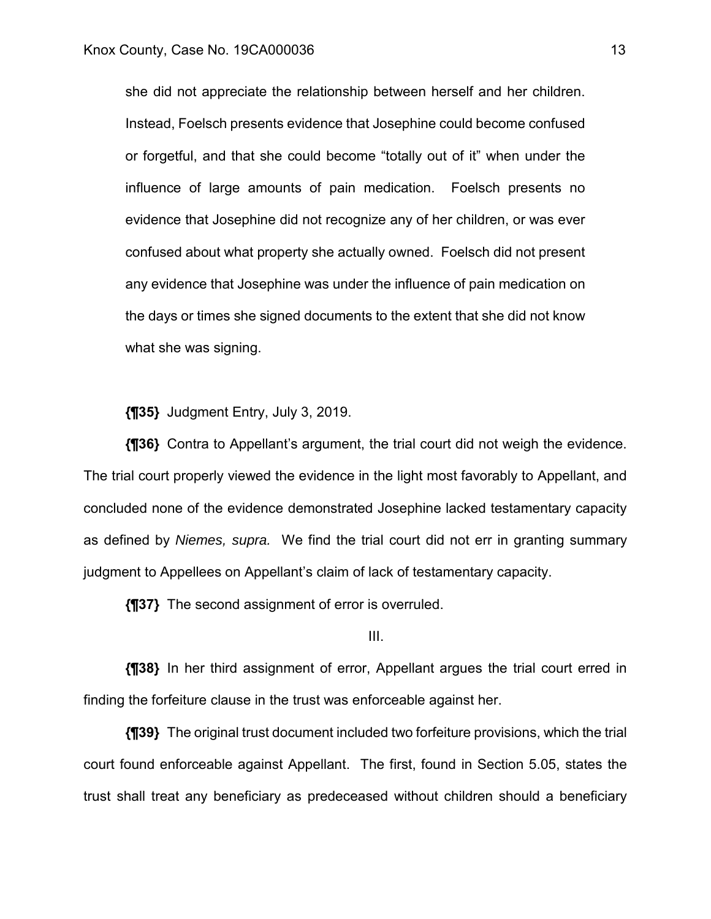> she did not appreciate the relationship between herself and her children. Instead, Foelsch presents evidence that Josephine could become confused or forgetful, and that she could become "totally out of it" when under the influence of large amounts of pain medication. Foelsch presents no evidence that Josephine did not recognize any of her children, or was ever confused about what property she actually owned. Foelsch did not present any evidence that Josephine was under the influence of pain medication on the days or times she signed documents to the extent that she did not know what she was signing.

**{¶35}** Judgment Entry, July 3, 2019.

**{¶36}** Contra to Appellant's argument, the trial court did not weigh the evidence. The trial court properly viewed the evidence in the light most favorably to Appellant, and concluded none of the evidence demonstrated Josephine lacked testamentary capacity as defined by *Niemes, supra.* We find the trial court did not err in granting summary judgment to Appellees on Appellant's claim of lack of testamentary capacity.

**{¶37}** The second assignment of error is overruled.

III.

**{¶38}** In her third assignment of error, Appellant argues the trial court erred in finding the forfeiture clause in the trust was enforceable against her.

**{¶39}** The original trust document included two forfeiture provisions, which the trial court found enforceable against Appellant. The first, found in Section 5.05, states the trust shall treat any beneficiary as predeceased without children should a beneficiary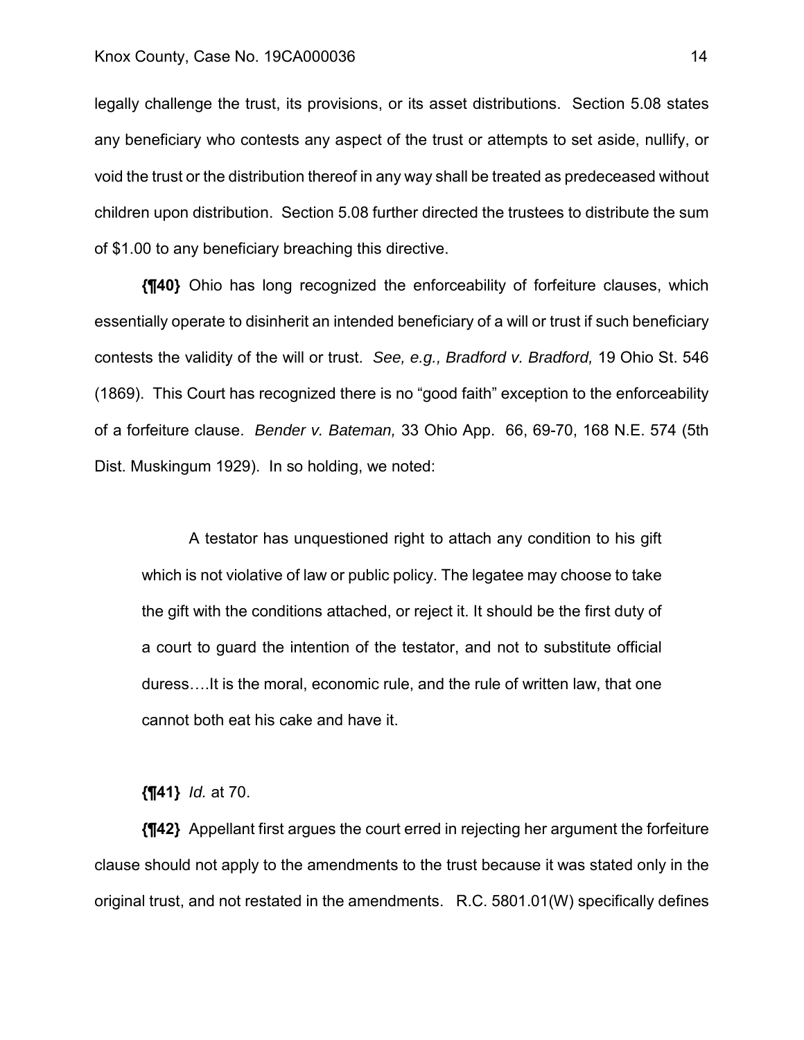legally challenge the trust, its provisions, or its asset distributions. Section 5.08 states any beneficiary who contests any aspect of the trust or attempts to set aside, nullify, or void the trust or the distribution thereof in any way shall be treated as predeceased without children upon distribution. Section 5.08 further directed the trustees to distribute the sum of $1.00 to any beneficiary breaching this directive.

**{¶40}** Ohio has long recognized the enforceability of forfeiture clauses, which essentially operate to disinherit an intended beneficiary of a will or trust if such beneficiary contests the validity of the will or trust. *See, e.g., Bradford v. Bradford,* 19 Ohio St. 546 (1869). This Court has recognized there is no "good faith" exception to the enforceability of a forfeiture clause. *Bender v. Bateman,* 33 Ohio App. 66, 69-70, 168 N.E. 574 (5th Dist. Muskingum 1929). In so holding, we noted:

> A testator has unquestioned right to attach any condition to his gift which is not violative of law or public policy. The legatee may choose to take the gift with the conditions attached, or reject it. It should be the first duty of a court to guard the intention of the testator, and not to substitute official duress….It is the moral, economic rule, and the rule of written law, that one cannot both eat his cake and have it.

**{¶41}** *Id.* at 70.

**{¶42}** Appellant first argues the court erred in rejecting her argument the forfeiture clause should not apply to the amendments to the trust because it was stated only in the original trust, and not restated in the amendments. R.C. 5801.01(W) specifically defines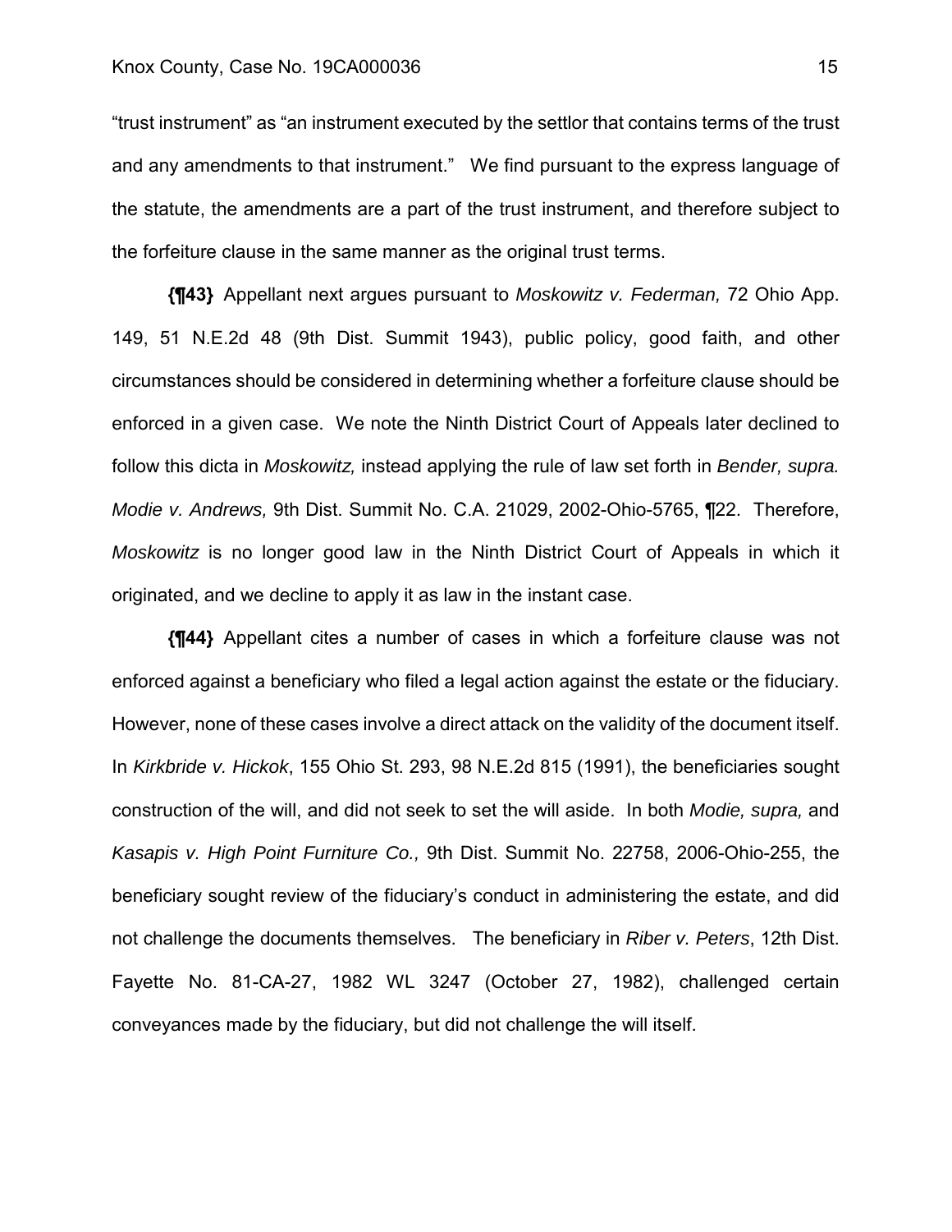"trust instrument" as "an instrument executed by the settlor that contains terms of the trust and any amendments to that instrument." We find pursuant to the express language of the statute, the amendments are a part of the trust instrument, and therefore subject to the forfeiture clause in the same manner as the original trust terms.

**{¶43}** Appellant next argues pursuant to *Moskowitz v. Federman,* 72 Ohio App. 149, 51 N.E.2d 48 (9th Dist. Summit 1943), public policy, good faith, and other circumstances should be considered in determining whether a forfeiture clause should be enforced in a given case. We note the Ninth District Court of Appeals later declined to follow this dicta in *Moskowitz,* instead applying the rule of law set forth in *Bender, supra. Modie v. Andrews,* 9th Dist. Summit No. C.A. 21029, 2002-Ohio-5765, ¶22. Therefore, *Moskowitz* is no longer good law in the Ninth District Court of Appeals in which it originated, and we decline to apply it as law in the instant case.

**{¶44}** Appellant cites a number of cases in which a forfeiture clause was not enforced against a beneficiary who filed a legal action against the estate or the fiduciary. However, none of these cases involve a direct attack on the validity of the document itself. In *Kirkbride v. Hickok*, 155 Ohio St. 293, 98 N.E.2d 815 (1991), the beneficiaries sought construction of the will, and did not seek to set the will aside. In both *Modie, supra,* and *Kasapis v. High Point Furniture Co.,* 9th Dist. Summit No. 22758, 2006-Ohio-255, the beneficiary sought review of the fiduciary's conduct in administering the estate, and did not challenge the documents themselves. The beneficiary in *Riber v. Peters*, 12th Dist. Fayette No. 81-CA-27, 1982 WL 3247 (October 27, 1982), challenged certain conveyances made by the fiduciary, but did not challenge the will itself.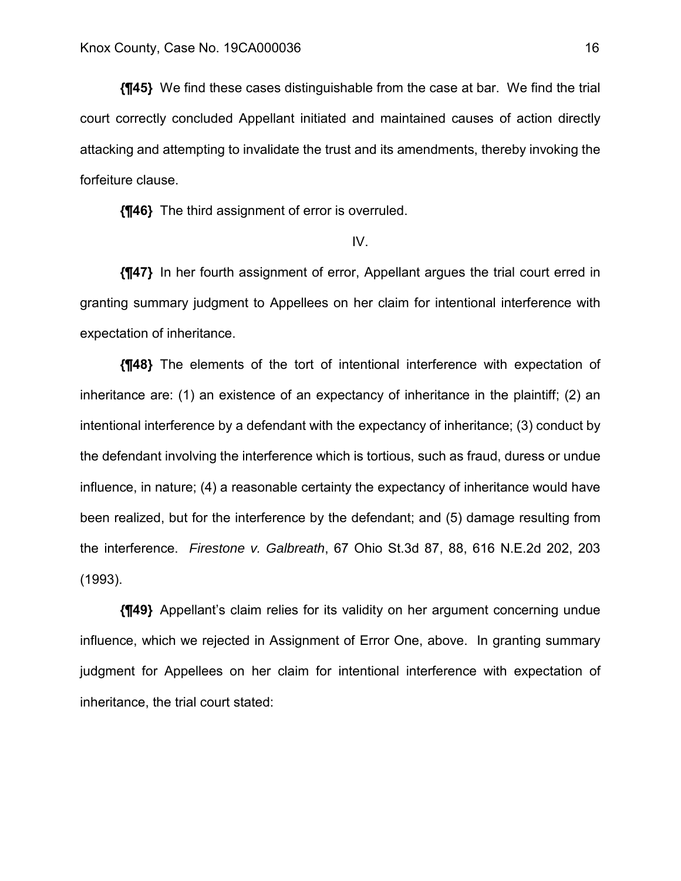**{¶45}** We find these cases distinguishable from the case at bar. We find the trial court correctly concluded Appellant initiated and maintained causes of action directly attacking and attempting to invalidate the trust and its amendments, thereby invoking the forfeiture clause.

**{¶46}** The third assignment of error is overruled.

IV.

**{¶47}** In her fourth assignment of error, Appellant argues the trial court erred in granting summary judgment to Appellees on her claim for intentional interference with expectation of inheritance.

**{¶48}** The elements of the tort of intentional interference with expectation of inheritance are: (1) an existence of an expectancy of inheritance in the plaintiff; (2) an intentional interference by a defendant with the expectancy of inheritance; (3) conduct by the defendant involving the interference which is tortious, such as fraud, duress or undue influence, in nature; (4) a reasonable certainty the expectancy of inheritance would have been realized, but for the interference by the defendant; and (5) damage resulting from the interference. *Firestone v. Galbreath*, 67 Ohio St.3d 87, 88, 616 N.E.2d 202, 203 (1993).

**{¶49}** Appellant's claim relies for its validity on her argument concerning undue influence, which we rejected in Assignment of Error One, above. In granting summary judgment for Appellees on her claim for intentional interference with expectation of inheritance, the trial court stated: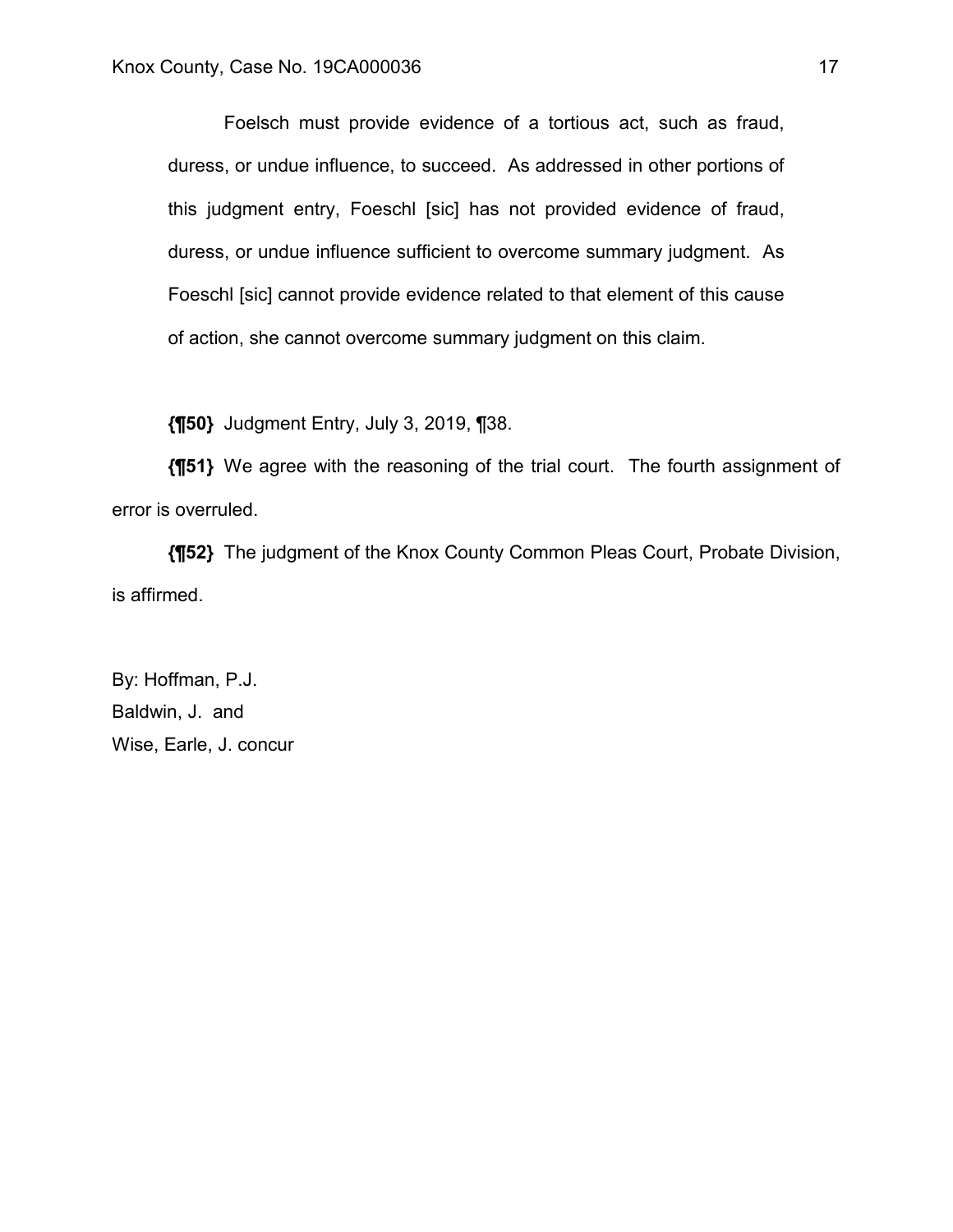> Foelsch must provide evidence of a tortious act, such as fraud, duress, or undue influence, to succeed. As addressed in other portions of this judgment entry, Foeschl [sic] has not provided evidence of fraud, duress, or undue influence sufficient to overcome summary judgment. As Foeschl [sic] cannot provide evidence related to that element of this cause of action, she cannot overcome summary judgment on this claim.

**{¶50}** Judgment Entry, July 3, 2019, ¶38.

**{¶51}** We agree with the reasoning of the trial court. The fourth assignment of error is overruled.

**{¶52}** The judgment of the Knox County Common Pleas Court, Probate Division, is affirmed.

By: Hoffman, P.J.
Baldwin, J. and
Wise, Earle, J. concur